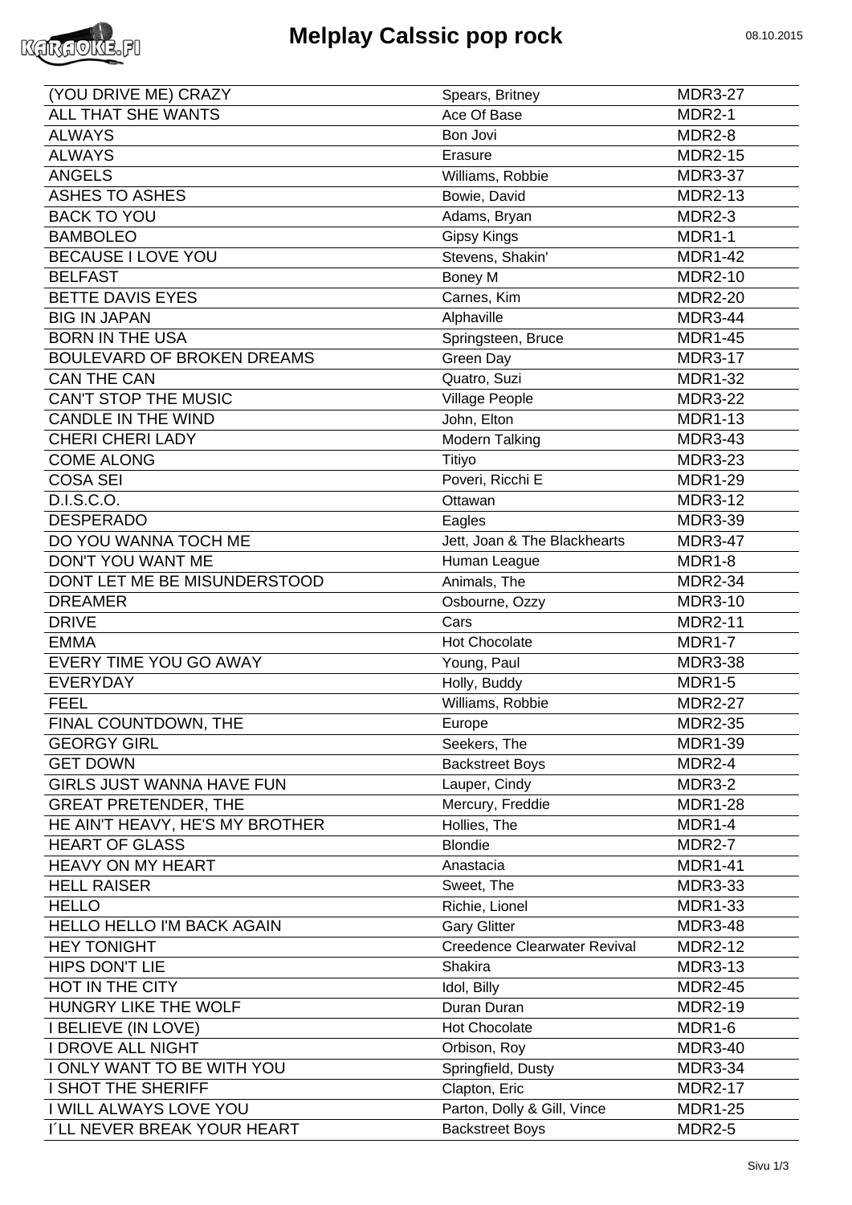# Melplay Calssic pop rock

08.10.2015

| | | |
|---|---|---|
| (YOU DRIVE ME) CRAZY | Spears, Britney | MDR3-27 |
| ALL THAT SHE WANTS | Ace Of Base | MDR2-1 |
| ALWAYS | Bon Jovi | MDR2-8 |
| ALWAYS | Erasure | MDR2-15 |
| ANGELS | Williams, Robbie | MDR3-37 |
| ASHES TO ASHES | Bowie, David | MDR2-13 |
| BACK TO YOU | Adams, Bryan | MDR2-3 |
| BAMBOLEO | Gipsy Kings | MDR1-1 |
| BECAUSE I LOVE YOU | Stevens, Shakin' | MDR1-42 |
| BELFAST | Boney M | MDR2-10 |
| BETTE DAVIS EYES | Carnes, Kim | MDR2-20 |
| BIG IN JAPAN | Alphaville | MDR3-44 |
| BORN IN THE USA | Springsteen, Bruce | MDR1-45 |
| BOULEVARD OF BROKEN DREAMS | Green Day | MDR3-17 |
| CAN THE CAN | Quatro, Suzi | MDR1-32 |
| CAN'T STOP THE MUSIC | Village People | MDR3-22 |
| CANDLE IN THE WIND | John, Elton | MDR1-13 |
| CHERI CHERI LADY | Modern Talking | MDR3-43 |
| COME ALONG | Titiyo | MDR3-23 |
| COSA SEI | Poveri, Ricchi E | MDR1-29 |
| D.I.S.C.O. | Ottawan | MDR3-12 |
| DESPERADO | Eagles | MDR3-39 |
| DO YOU WANNA TOCH ME | Jett, Joan & The Blackhearts | MDR3-47 |
| DON'T YOU WANT ME | Human League | MDR1-8 |
| DONT LET ME BE MISUNDERSTOOD | Animals, The | MDR2-34 |
| DREAMER | Osbourne, Ozzy | MDR3-10 |
| DRIVE | Cars | MDR2-11 |
| EMMA | Hot Chocolate | MDR1-7 |
| EVERY TIME YOU GO AWAY | Young, Paul | MDR3-38 |
| EVERYDAY | Holly, Buddy | MDR1-5 |
| FEEL | Williams, Robbie | MDR2-27 |
| FINAL COUNTDOWN, THE | Europe | MDR2-35 |
| GEORGY GIRL | Seekers, The | MDR1-39 |
| GET DOWN | Backstreet Boys | MDR2-4 |
| GIRLS JUST WANNA HAVE FUN | Lauper, Cindy | MDR3-2 |
| GREAT PRETENDER, THE | Mercury, Freddie | MDR1-28 |
| HE AIN'T HEAVY, HE'S MY BROTHER | Hollies, The | MDR1-4 |
| HEART OF GLASS | Blondie | MDR2-7 |
| HEAVY ON MY HEART | Anastacia | MDR1-41 |
| HELL RAISER | Sweet, The | MDR3-33 |
| HELLO | Richie, Lionel | MDR1-33 |
| HELLO HELLO I'M BACK AGAIN | Gary Glitter | MDR3-48 |
| HEY TONIGHT | Creedence Clearwater Revival | MDR2-12 |
| HIPS DON'T LIE | Shakira | MDR3-13 |
| HOT IN THE CITY | Idol, Billy | MDR2-45 |
| HUNGRY LIKE THE WOLF | Duran Duran | MDR2-19 |
| I BELIEVE (IN LOVE) | Hot Chocolate | MDR1-6 |
| I DROVE ALL NIGHT | Orbison, Roy | MDR3-40 |
| I ONLY WANT TO BE WITH YOU | Springfield, Dusty | MDR3-34 |
| I SHOT THE SHERIFF | Clapton, Eric | MDR2-17 |
| I WILL ALWAYS LOVE YOU | Parton, Dolly & Gill, Vince | MDR1-25 |
| I´LL NEVER BREAK YOUR HEART | Backstreet Boys | MDR2-5 |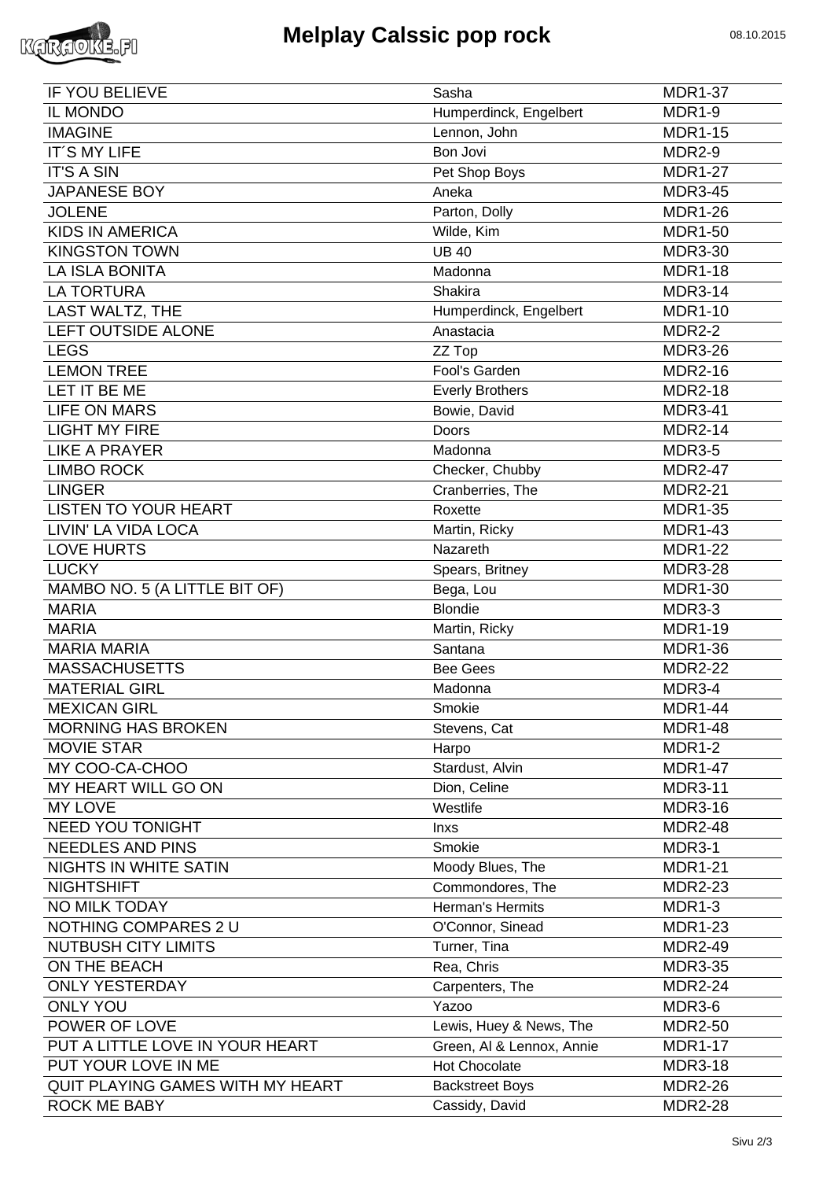# Melplay Calssic pop rock

08.10.2015

| | | |
|---|---|---|
| IF YOU BELIEVE | Sasha | MDR1-37 |
| IL MONDO | Humperdinck, Engelbert | MDR1-9 |
| IMAGINE | Lennon, John | MDR1-15 |
| IT´S MY LIFE | Bon Jovi | MDR2-9 |
| IT'S A SIN | Pet Shop Boys | MDR1-27 |
| JAPANESE BOY | Aneka | MDR3-45 |
| JOLENE | Parton, Dolly | MDR1-26 |
| KIDS IN AMERICA | Wilde, Kim | MDR1-50 |
| KINGSTON TOWN | UB 40 | MDR3-30 |
| LA ISLA BONITA | Madonna | MDR1-18 |
| LA TORTURA | Shakira | MDR3-14 |
| LAST WALTZ, THE | Humperdinck, Engelbert | MDR1-10 |
| LEFT OUTSIDE ALONE | Anastacia | MDR2-2 |
| LEGS | ZZ Top | MDR3-26 |
| LEMON TREE | Fool's Garden | MDR2-16 |
| LET IT BE ME | Everly Brothers | MDR2-18 |
| LIFE ON MARS | Bowie, David | MDR3-41 |
| LIGHT MY FIRE | Doors | MDR2-14 |
| LIKE A PRAYER | Madonna | MDR3-5 |
| LIMBO ROCK | Checker, Chubby | MDR2-47 |
| LINGER | Cranberries, The | MDR2-21 |
| LISTEN TO YOUR HEART | Roxette | MDR1-35 |
| LIVIN' LA VIDA LOCA | Martin, Ricky | MDR1-43 |
| LOVE HURTS | Nazareth | MDR1-22 |
| LUCKY | Spears, Britney | MDR3-28 |
| MAMBO NO. 5 (A LITTLE BIT OF) | Bega, Lou | MDR1-30 |
| MARIA | Blondie | MDR3-3 |
| MARIA | Martin, Ricky | MDR1-19 |
| MARIA MARIA | Santana | MDR1-36 |
| MASSACHUSETTS | Bee Gees | MDR2-22 |
| MATERIAL GIRL | Madonna | MDR3-4 |
| MEXICAN GIRL | Smokie | MDR1-44 |
| MORNING HAS BROKEN | Stevens, Cat | MDR1-48 |
| MOVIE STAR | Harpo | MDR1-2 |
| MY COO-CA-CHOO | Stardust, Alvin | MDR1-47 |
| MY HEART WILL GO ON | Dion, Celine | MDR3-11 |
| MY LOVE | Westlife | MDR3-16 |
| NEED YOU TONIGHT | Inxs | MDR2-48 |
| NEEDLES AND PINS | Smokie | MDR3-1 |
| NIGHTS IN WHITE SATIN | Moody Blues, The | MDR1-21 |
| NIGHTSHIFT | Commondores, The | MDR2-23 |
| NO MILK TODAY | Herman's Hermits | MDR1-3 |
| NOTHING COMPARES 2 U | O'Connor, Sinead | MDR1-23 |
| NUTBUSH CITY LIMITS | Turner, Tina | MDR2-49 |
| ON THE BEACH | Rea, Chris | MDR3-35 |
| ONLY YESTERDAY | Carpenters, The | MDR2-24 |
| ONLY YOU | Yazoo | MDR3-6 |
| POWER OF LOVE | Lewis, Huey & News, The | MDR2-50 |
| PUT A LITTLE LOVE IN YOUR HEART | Green, Al & Lennox, Annie | MDR1-17 |
| PUT YOUR LOVE IN ME | Hot Chocolate | MDR3-18 |
| QUIT PLAYING GAMES WITH MY HEART | Backstreet Boys | MDR2-26 |
| ROCK ME BABY | Cassidy, David | MDR2-28 |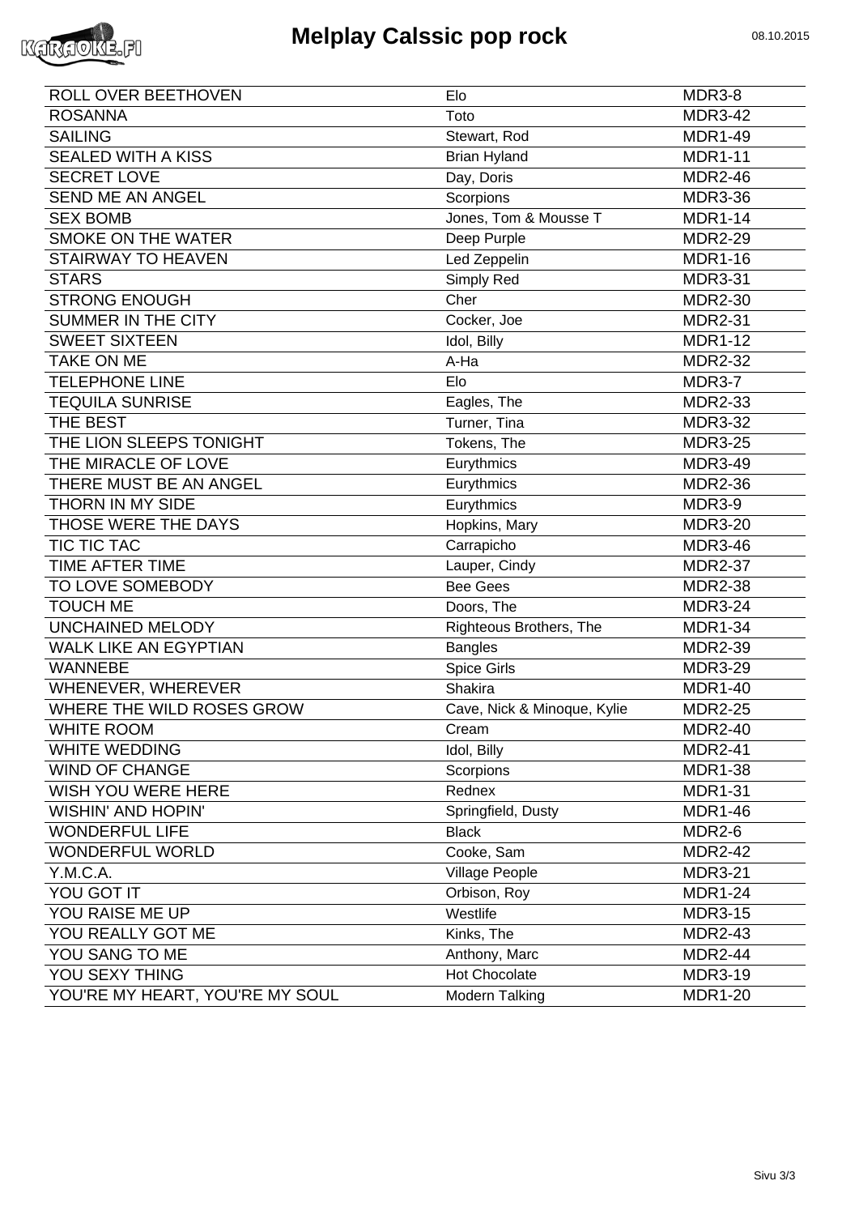# Melplay Calssic pop rock

08.10.2015

| | | |
|---|---|---|
| ROLL OVER BEETHOVEN | Elo | MDR3-8 |
| ROSANNA | Toto | MDR3-42 |
| SAILING | Stewart, Rod | MDR1-49 |
| SEALED WITH A KISS | Brian Hyland | MDR1-11 |
| SECRET LOVE | Day, Doris | MDR2-46 |
| SEND ME AN ANGEL | Scorpions | MDR3-36 |
| SEX BOMB | Jones, Tom & Mousse T | MDR1-14 |
| SMOKE ON THE WATER | Deep Purple | MDR2-29 |
| STAIRWAY TO HEAVEN | Led Zeppelin | MDR1-16 |
| STARS | Simply Red | MDR3-31 |
| STRONG ENOUGH | Cher | MDR2-30 |
| SUMMER IN THE CITY | Cocker, Joe | MDR2-31 |
| SWEET SIXTEEN | Idol, Billy | MDR1-12 |
| TAKE ON ME | A-Ha | MDR2-32 |
| TELEPHONE LINE | Elo | MDR3-7 |
| TEQUILA SUNRISE | Eagles, The | MDR2-33 |
| THE BEST | Turner, Tina | MDR3-32 |
| THE LION SLEEPS TONIGHT | Tokens, The | MDR3-25 |
| THE MIRACLE OF LOVE | Eurythmics | MDR3-49 |
| THERE MUST BE AN ANGEL | Eurythmics | MDR2-36 |
| THORN IN MY SIDE | Eurythmics | MDR3-9 |
| THOSE WERE THE DAYS | Hopkins, Mary | MDR3-20 |
| TIC TIC TAC | Carrapicho | MDR3-46 |
| TIME AFTER TIME | Lauper, Cindy | MDR2-37 |
| TO LOVE SOMEBODY | Bee Gees | MDR2-38 |
| TOUCH ME | Doors, The | MDR3-24 |
| UNCHAINED MELODY | Righteous Brothers, The | MDR1-34 |
| WALK LIKE AN EGYPTIAN | Bangles | MDR2-39 |
| WANNEBE | Spice Girls | MDR3-29 |
| WHENEVER, WHEREVER | Shakira | MDR1-40 |
| WHERE THE WILD ROSES GROW | Cave, Nick & Minoque, Kylie | MDR2-25 |
| WHITE ROOM | Cream | MDR2-40 |
| WHITE WEDDING | Idol, Billy | MDR2-41 |
| WIND OF CHANGE | Scorpions | MDR1-38 |
| WISH YOU WERE HERE | Rednex | MDR1-31 |
| WISHIN' AND HOPIN' | Springfield, Dusty | MDR1-46 |
| WONDERFUL LIFE | Black | MDR2-6 |
| WONDERFUL WORLD | Cooke, Sam | MDR2-42 |
| Y.M.C.A. | Village People | MDR3-21 |
| YOU GOT IT | Orbison, Roy | MDR1-24 |
| YOU RAISE ME UP | Westlife | MDR3-15 |
| YOU REALLY GOT ME | Kinks, The | MDR2-43 |
| YOU SANG TO ME | Anthony, Marc | MDR2-44 |
| YOU SEXY THING | Hot Chocolate | MDR3-19 |
| YOU'RE MY HEART, YOU'RE MY SOUL | Modern Talking | MDR1-20 |